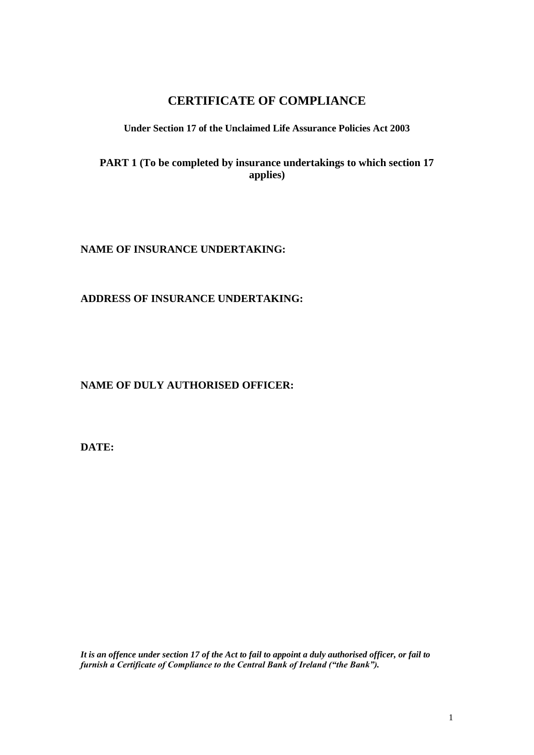# CERTIFICATE OF COMPLIANCE

**Under Section 17 of the Unclaimed Life Assurance Policies Act 2003**

## PART 1 (To be completed by insurance undertakings to which section 17 applies)

**NAME OF INSURANCE UNDERTAKING:**

**ADDRESS OF INSURANCE UNDERTAKING:**

**NAME OF DULY AUTHORISED OFFICER:**

**DATE:**

***It is an offence under section 17 of the Act to fail to appoint a duly authorised officer, or fail to furnish a Certificate of Compliance to the Central Bank of Ireland ("the Bank").***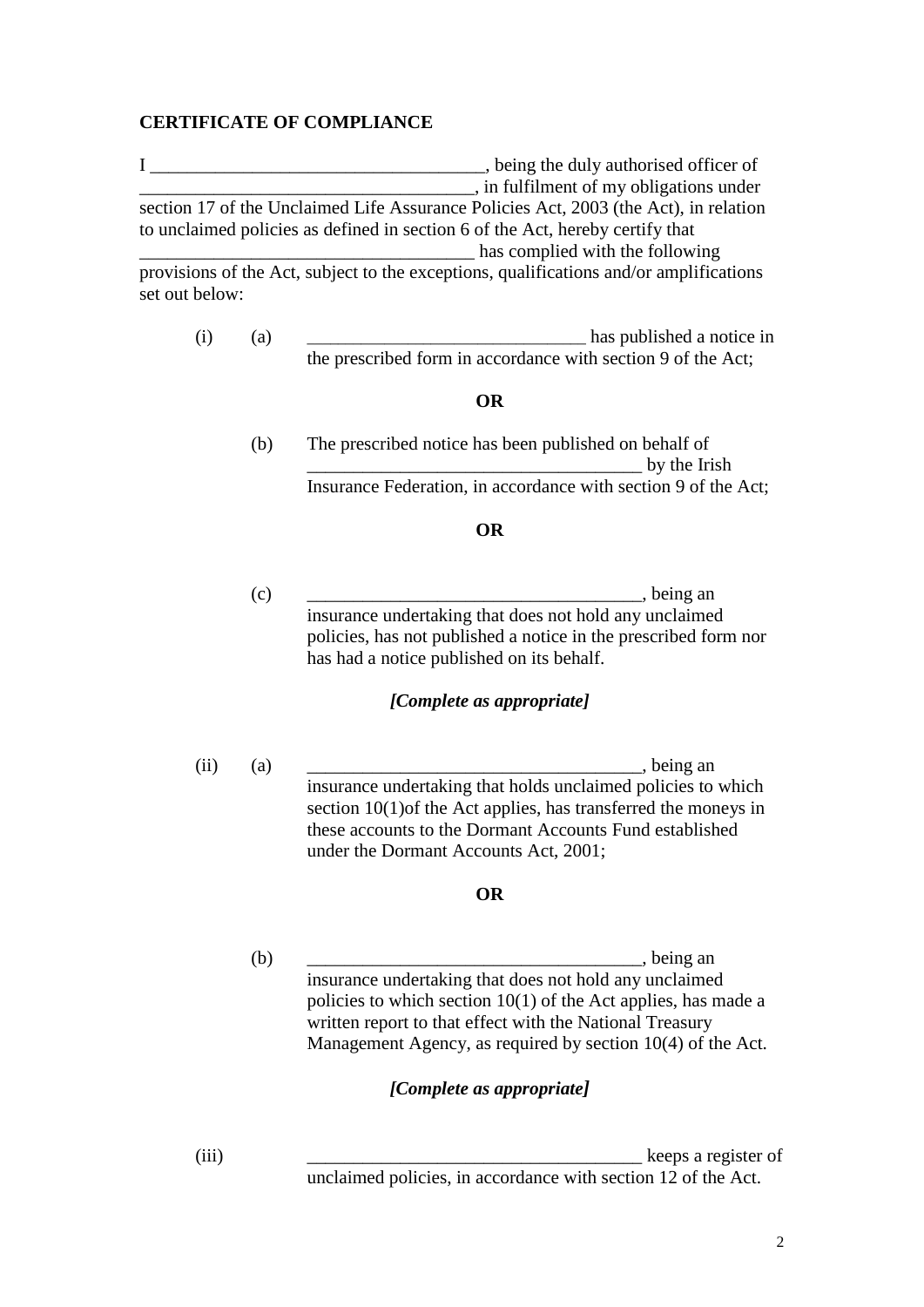**CERTIFICATE OF COMPLIANCE**

I ____________________________________, being the duly authorised officer of ____________________________________, in fulfilment of my obligations under section 17 of the Unclaimed Life Assurance Policies Act, 2003 (the Act), in relation to unclaimed policies as defined in section 6 of the Act, hereby certify that ______________________________________ has complied with the following provisions of the Act, subject to the exceptions, qualifications and/or amplifications set out below:

(i) (a) ______________________________ has published a notice in the prescribed form in accordance with section 9 of the Act;

**OR**

(b) The prescribed notice has been published on behalf of ____________________________________ by the Irish Insurance Federation, in accordance with section 9 of the Act;

**OR**

(c) ____________________________________, being an insurance undertaking that does not hold any unclaimed policies, has not published a notice in the prescribed form nor has had a notice published on its behalf.

***[Complete as appropriate]***

(ii) (a) ____________________________________, being an insurance undertaking that holds unclaimed policies to which section 10(1)of the Act applies, has transferred the moneys in these accounts to the Dormant Accounts Fund established under the Dormant Accounts Act, 2001;

**OR**

(b) ____________________________________, being an insurance undertaking that does not hold any unclaimed policies to which section 10(1) of the Act applies, has made a written report to that effect with the National Treasury Management Agency, as required by section 10(4) of the Act.

***[Complete as appropriate]***

(iii) ____________________________________ keeps a register of unclaimed policies, in accordance with section 12 of the Act.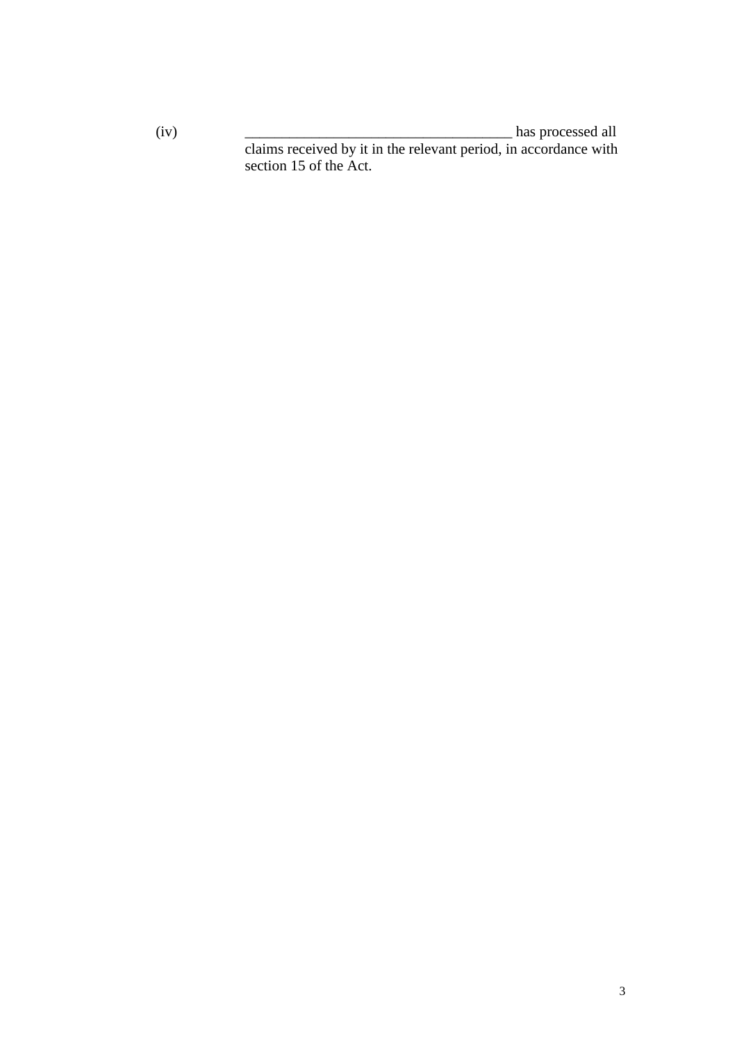(iv) ____________________________________ has processed all claims received by it in the relevant period, in accordance with section 15 of the Act.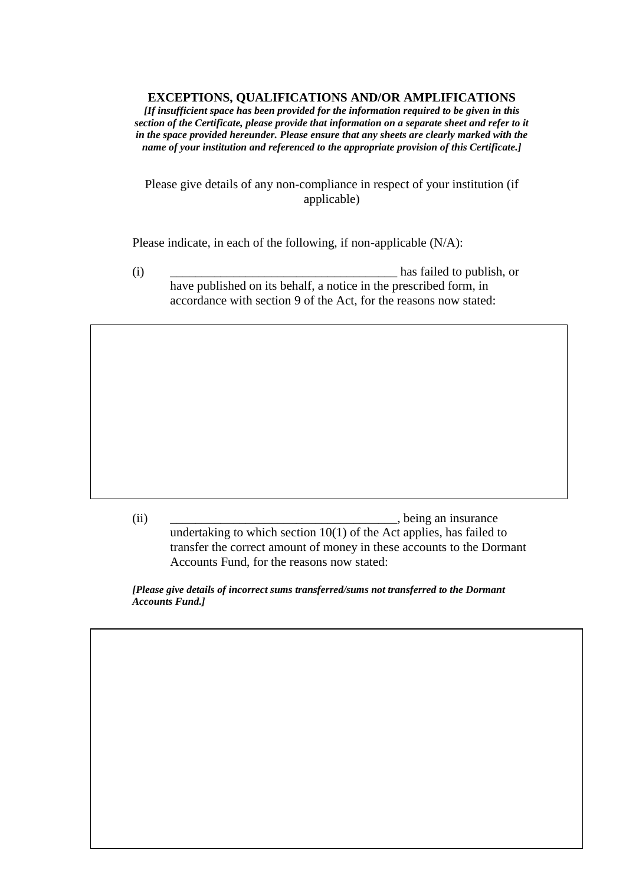**EXCEPTIONS, QUALIFICATIONS AND/OR AMPLIFICATIONS**

***[If insufficient space has been provided for the information required to be given in this section of the Certificate, please provide that information on a separate sheet and refer to it in the space provided hereunder. Please ensure that any sheets are clearly marked with the name of your institution and referenced to the appropriate provision of this Certificate.]***

Please give details of any non-compliance in respect of your institution (if applicable)

Please indicate, in each of the following, if non-applicable (N/A):

(i) ____________________________________ has failed to publish, or have published on its behalf, a notice in the prescribed form, in accordance with section 9 of the Act, for the reasons now stated:

| |
|---|
| |

(ii) ____________________________________, being an insurance undertaking to which section 10(1) of the Act applies, has failed to transfer the correct amount of money in these accounts to the Dormant Accounts Fund, for the reasons now stated:

***[Please give details of incorrect sums transferred/sums not transferred to the Dormant Accounts Fund.]***

| |
|---|
| |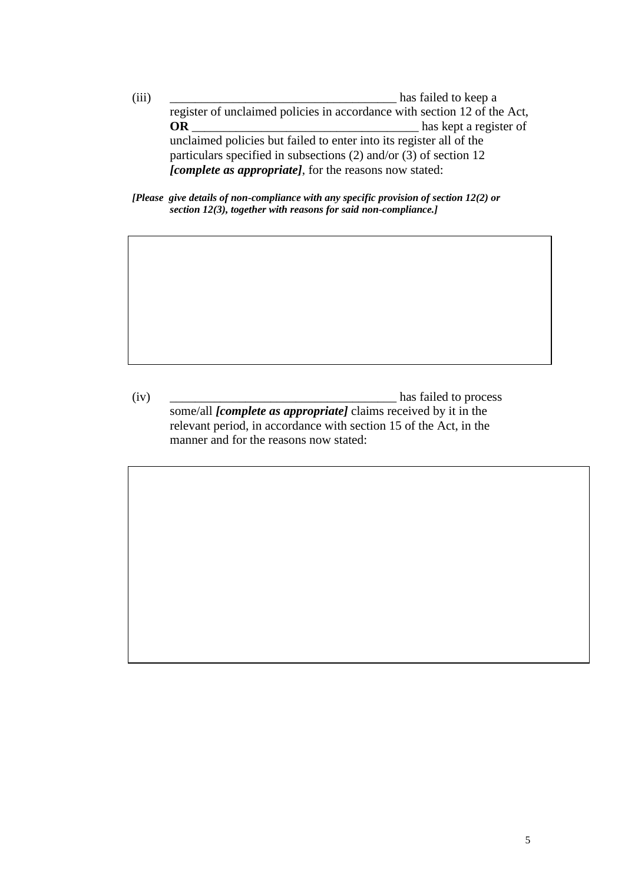(iii) ___________________________________ has failed to keep a register of unclaimed policies in accordance with section 12 of the Act, **OR** ___________________________________ has kept a register of unclaimed policies but failed to enter into its register all of the particulars specified in subsections (2) and/or (3) of section 12 ***[complete as appropriate]***, for the reasons now stated:

***[Please give details of non-compliance with any specific provision of section 12(2) or section 12(3), together with reasons for said non-compliance.]***

|   |
|---|
|   |

(iv) ___________________________________ has failed to process some/all ***[complete as appropriate]*** claims received by it in the relevant period, in accordance with section 15 of the Act, in the manner and for the reasons now stated:

|   |
|---|
|   |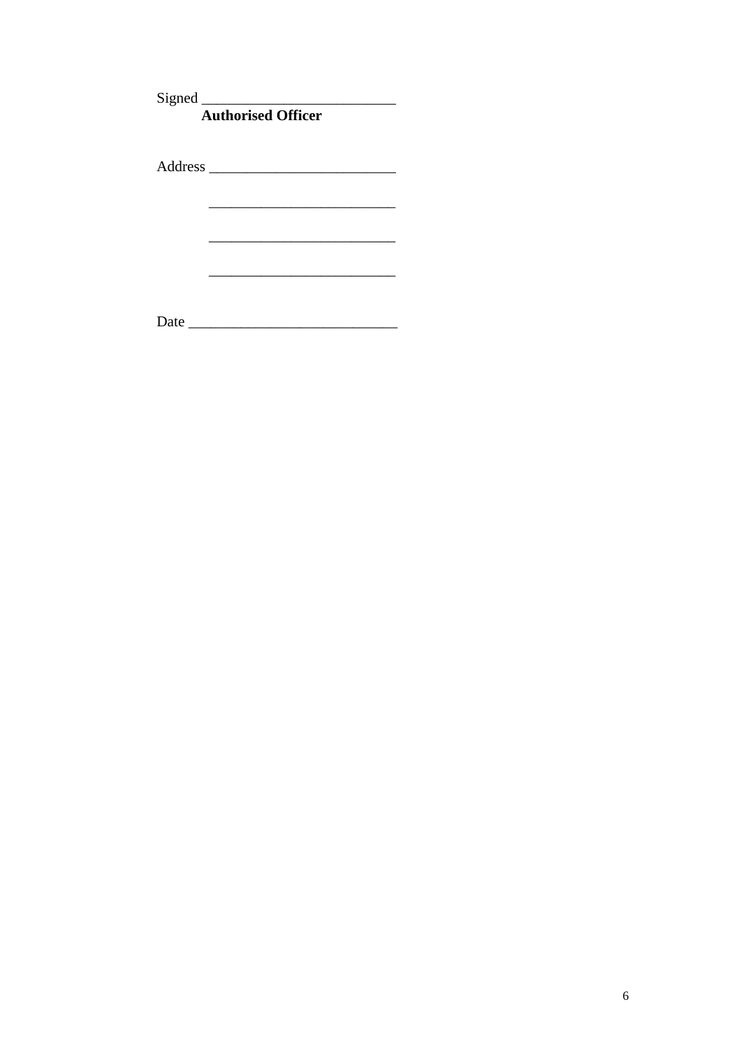Signed ___________________________

**Authorised Officer**

Address __________________________

__________________________

__________________________

__________________________

Date _____________________________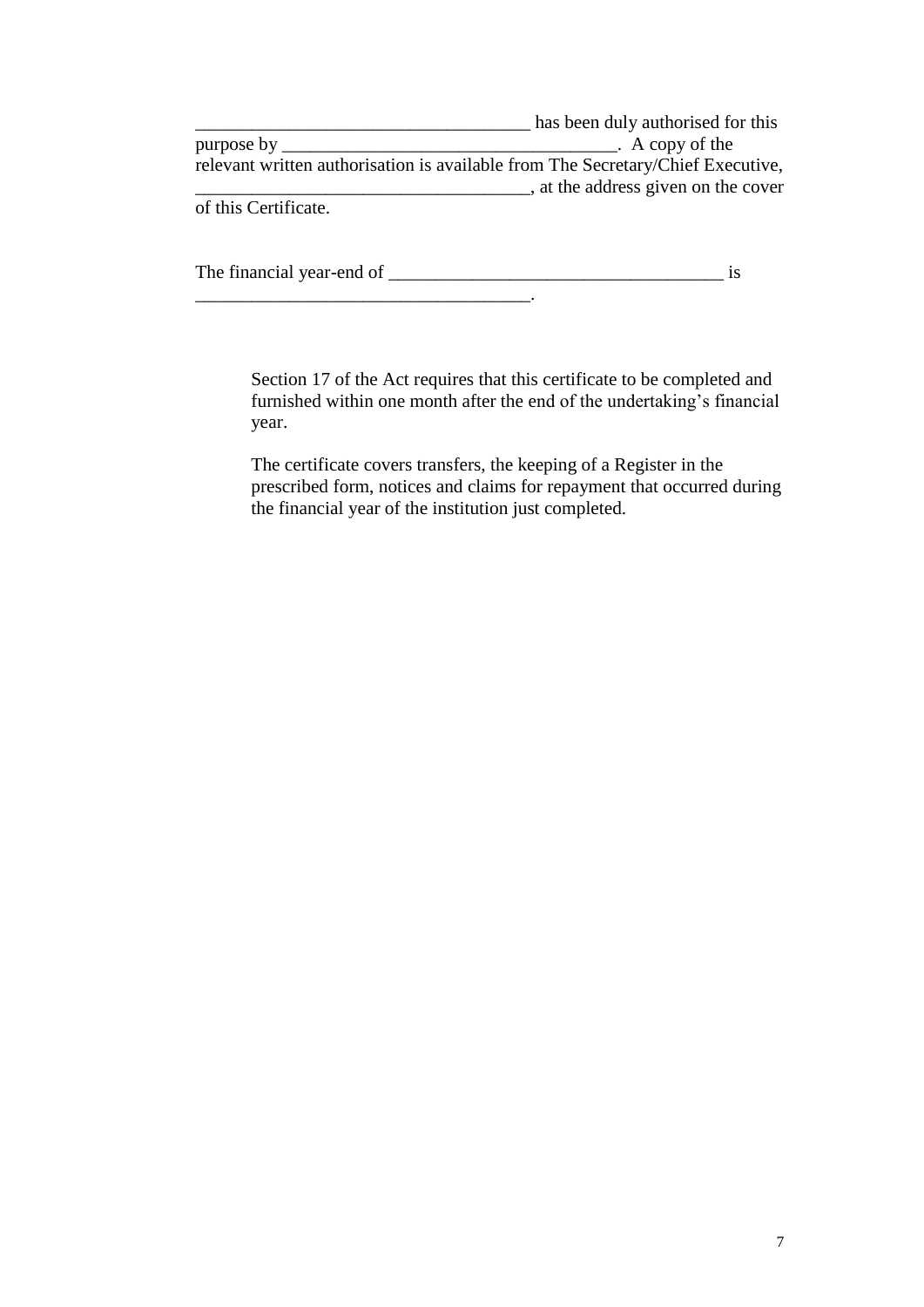____________________________________ has been duly authorised for this purpose by ____________________________________. A copy of the relevant written authorisation is available from The Secretary/Chief Executive, ____________________________________, at the address given on the cover of this Certificate.

The financial year-end of ____________________________________ is ____________________________________.

> Section 17 of the Act requires that this certificate to be completed and furnished within one month after the end of the undertaking's financial year.
>
> The certificate covers transfers, the keeping of a Register in the prescribed form, notices and claims for repayment that occurred during the financial year of the institution just completed.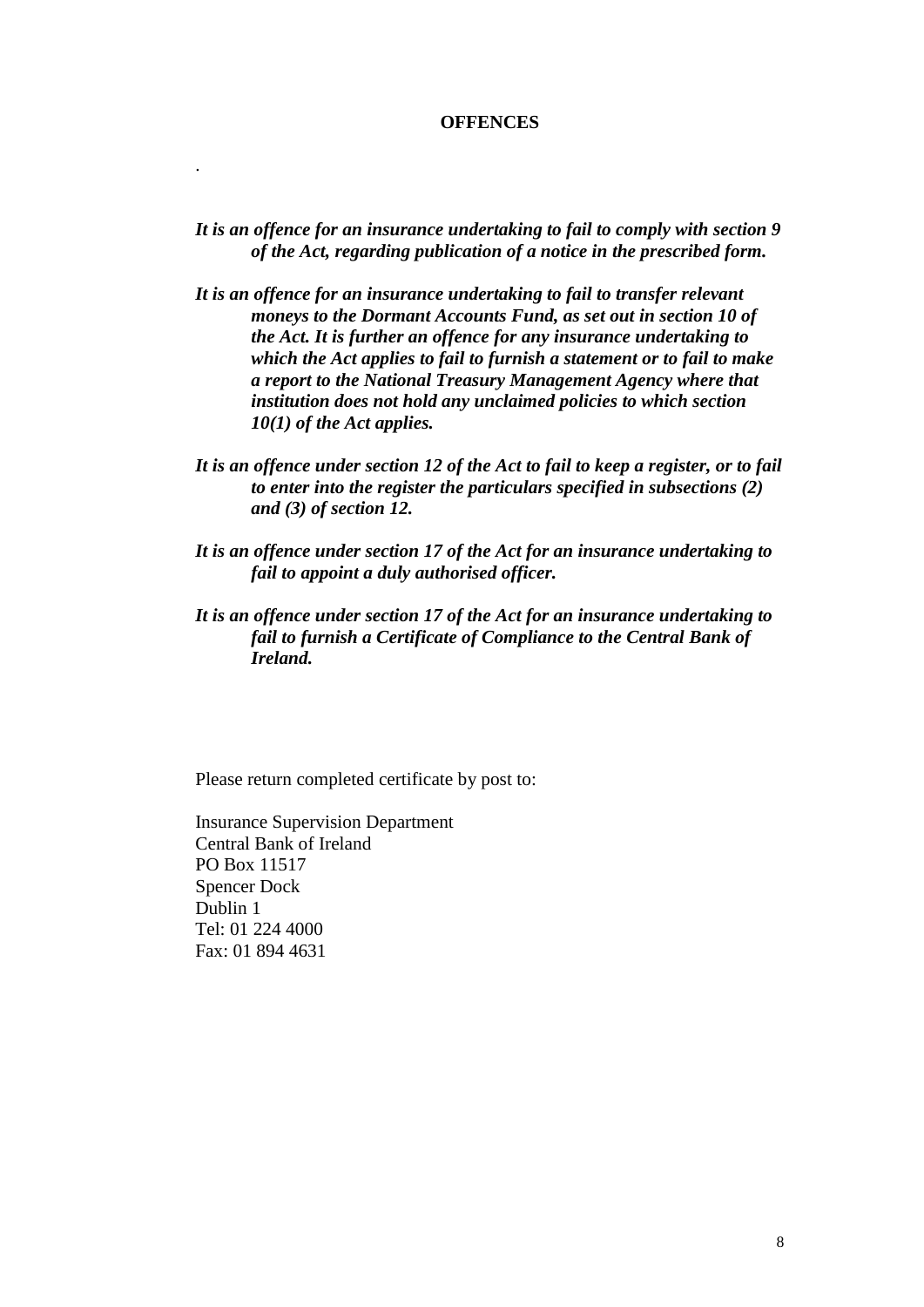**OFFENCES**

.

***It is an offence for an insurance undertaking to fail to comply with section 9 of the Act, regarding publication of a notice in the prescribed form.***

***It is an offence for an insurance undertaking to fail to transfer relevant moneys to the Dormant Accounts Fund, as set out in section 10 of the Act. It is further an offence for any insurance undertaking to which the Act applies to fail to furnish a statement or to fail to make a report to the National Treasury Management Agency where that institution does not hold any unclaimed policies to which section 10(1) of the Act applies.***

***It is an offence under section 12 of the Act to fail to keep a register, or to fail to enter into the register the particulars specified in subsections (2) and (3) of section 12.***

***It is an offence under section 17 of the Act for an insurance undertaking to fail to appoint a duly authorised officer.***

***It is an offence under section 17 of the Act for an insurance undertaking to fail to furnish a Certificate of Compliance to the Central Bank of Ireland.***

Please return completed certificate by post to:

Insurance Supervision Department
Central Bank of Ireland
PO Box 11517
Spencer Dock
Dublin 1
Tel: 01 224 4000
Fax: 01 894 4631